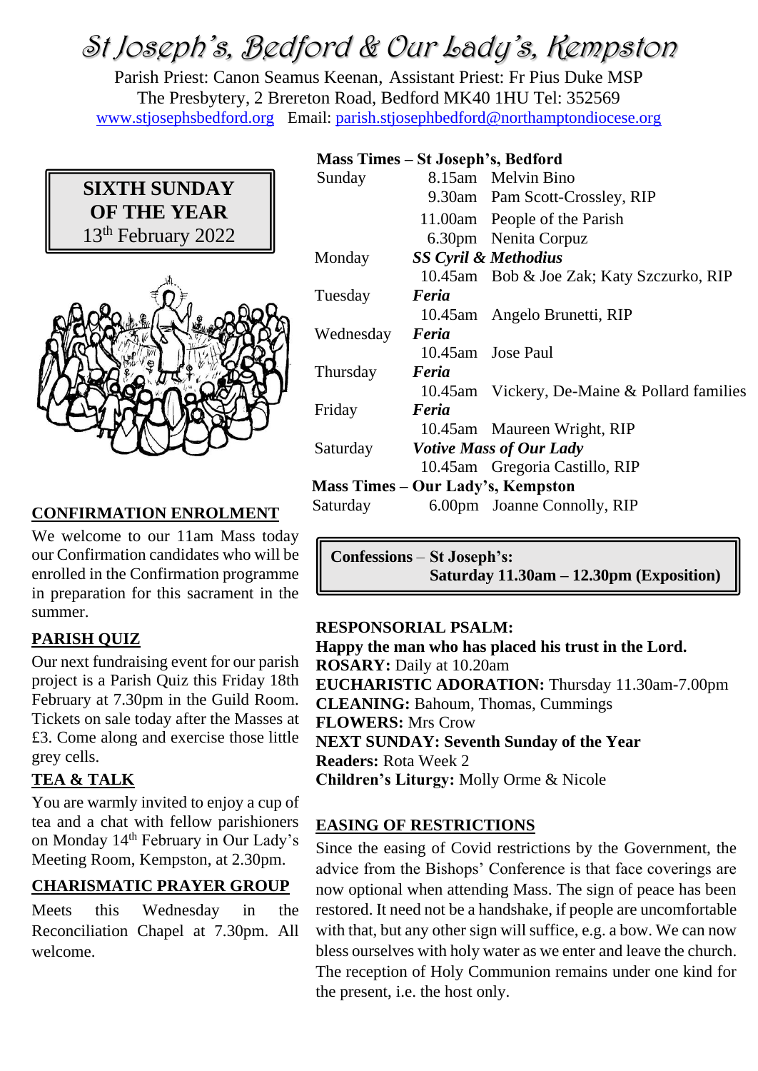# St Joseph's, Bedford & Our Lady's, Kempston

Parish Priest: Canon Seamus Keenan, Assistant Priest: Fr Pius Duke MSP
The Presbytery, 2 Brereton Road, Bedford MK40 1HU Tel: 352569
www.stjosephsbedford.org Email: parish.stjosephbedford@northamptondiocese.org

**SIXTH SUNDAY OF THE YEAR**
13th February 2022

## CONFIRMATION ENROLMENT

We welcome to our 11am Mass today our Confirmation candidates who will be enrolled in the Confirmation programme in preparation for this sacrament in the summer.

## PARISH QUIZ

Our next fundraising event for our parish project is a Parish Quiz this Friday 18th February at 7.30pm in the Guild Room. Tickets on sale today after the Masses at £3. Come along and exercise those little grey cells.

## TEA & TALK

You are warmly invited to enjoy a cup of tea and a chat with fellow parishioners on Monday 14th February in Our Lady's Meeting Room, Kempston, at 2.30pm.

## CHARISMATIC PRAYER GROUP

Meets this Wednesday in the Reconciliation Chapel at 7.30pm. All welcome.

**Mass Times – St Joseph's, Bedford**

| | | |
|---|---|---|
| Sunday | 8.15am | Melvin Bino |
| | 9.30am | Pam Scott-Crossley, RIP |
| | 11.00am | People of the Parish |
| | 6.30pm | Nenita Corpuz |
| Monday | ***SS Cyril & Methodius*** | |
| | 10.45am | Bob & Joe Zak; Katy Szczurko, RIP |
| Tuesday | ***Feria*** | |
| | 10.45am | Angelo Brunetti, RIP |
| Wednesday | ***Feria*** | |
| | 10.45am | Jose Paul |
| Thursday | ***Feria*** | |
| | 10.45am | Vickery, De-Maine & Pollard families |
| Friday | ***Feria*** | |
| | 10.45am | Maureen Wright, RIP |
| Saturday | ***Votive Mass of Our Lady*** | |
| | 10.45am | Gregoria Castillo, RIP |

**Mass Times – Our Lady's, Kempston**

| | | |
|---|---|---|
| Saturday | 6.00pm | Joanne Connolly, RIP |

**Confessions** – **St Joseph's:**
**Saturday 11.30am – 12.30pm (Exposition)**

**RESPONSORIAL PSALM:**
**Happy the man who has placed his trust in the Lord.**
**ROSARY:** Daily at 10.20am
**EUCHARISTIC ADORATION:** Thursday 11.30am-7.00pm
**CLEANING:** Bahoum, Thomas, Cummings
**FLOWERS:** Mrs Crow
**NEXT SUNDAY: Seventh Sunday of the Year**
**Readers:** Rota Week 2
**Children's Liturgy:** Molly Orme & Nicole

## EASING OF RESTRICTIONS

Since the easing of Covid restrictions by the Government, the advice from the Bishops' Conference is that face coverings are now optional when attending Mass. The sign of peace has been restored. It need not be a handshake, if people are uncomfortable with that, but any other sign will suffice, e.g. a bow. We can now bless ourselves with holy water as we enter and leave the church. The reception of Holy Communion remains under one kind for the present, i.e. the host only.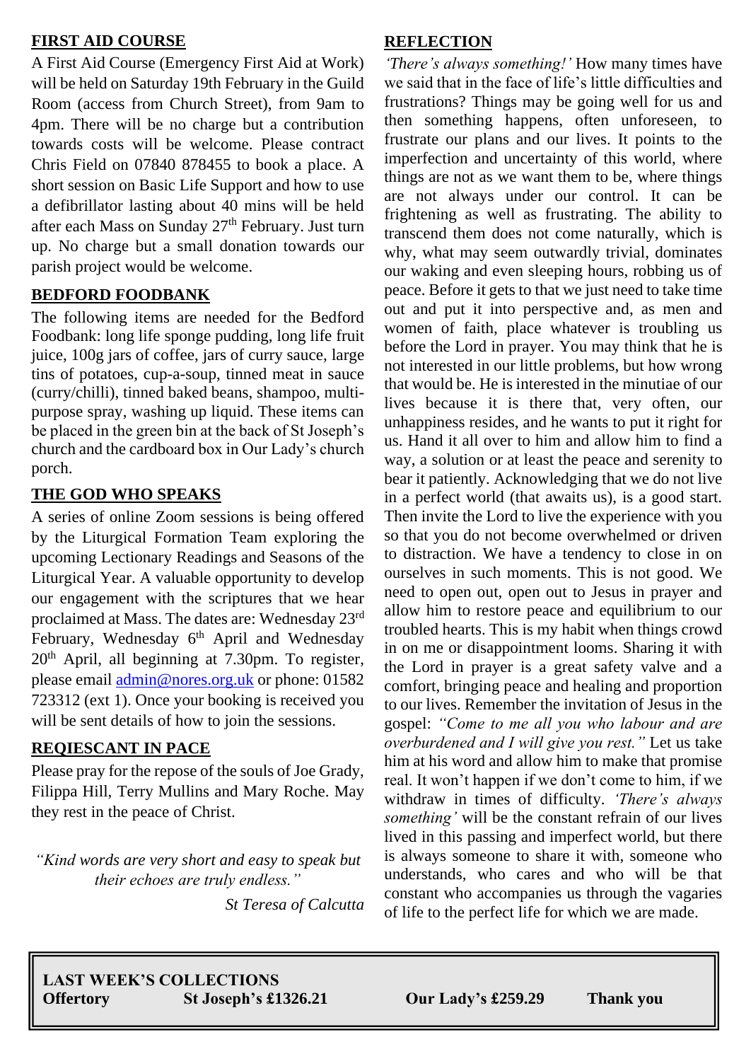## FIRST AID COURSE

A First Aid Course (Emergency First Aid at Work) will be held on Saturday 19th February in the Guild Room (access from Church Street), from 9am to 4pm. There will be no charge but a contribution towards costs will be welcome. Please contract Chris Field on 07840 878455 to book a place. A short session on Basic Life Support and how to use a defibrillator lasting about 40 mins will be held after each Mass on Sunday 27th February. Just turn up. No charge but a small donation towards our parish project would be welcome.

## BEDFORD FOODBANK

The following items are needed for the Bedford Foodbank: long life sponge pudding, long life fruit juice, 100g jars of coffee, jars of curry sauce, large tins of potatoes, cup-a-soup, tinned meat in sauce (curry/chilli), tinned baked beans, shampoo, multi-purpose spray, washing up liquid. These items can be placed in the green bin at the back of St Joseph's church and the cardboard box in Our Lady's church porch.

## THE GOD WHO SPEAKS

A series of online Zoom sessions is being offered by the Liturgical Formation Team exploring the upcoming Lectionary Readings and Seasons of the Liturgical Year. A valuable opportunity to develop our engagement with the scriptures that we hear proclaimed at Mass. The dates are: Wednesday 23rd February, Wednesday 6th April and Wednesday 20th April, all beginning at 7.30pm. To register, please email admin@nores.org.uk or phone: 01582 723312 (ext 1). Once your booking is received you will be sent details of how to join the sessions.

## REQIESCANT IN PACE

Please pray for the repose of the souls of Joe Grady, Filippa Hill, Terry Mullins and Mary Roche. May they rest in the peace of Christ.

*"Kind words are very short and easy to speak but their echoes are truly endless."*

St Teresa of Calcutta

## REFLECTION

*'There's always something!'* How many times have we said that in the face of life's little difficulties and frustrations? Things may be going well for us and then something happens, often unforeseen, to frustrate our plans and our lives. It points to the imperfection and uncertainty of this world, where things are not as we want them to be, where things are not always under our control. It can be frightening as well as frustrating. The ability to transcend them does not come naturally, which is why, what may seem outwardly trivial, dominates our waking and even sleeping hours, robbing us of peace. Before it gets to that we just need to take time out and put it into perspective and, as men and women of faith, place whatever is troubling us before the Lord in prayer. You may think that he is not interested in our little problems, but how wrong that would be. He is interested in the minutiae of our lives because it is there that, very often, our unhappiness resides, and he wants to put it right for us. Hand it all over to him and allow him to find a way, a solution or at least the peace and serenity to bear it patiently. Acknowledging that we do not live in a perfect world (that awaits us), is a good start. Then invite the Lord to live the experience with you so that you do not become overwhelmed or driven to distraction. We have a tendency to close in on ourselves in such moments. This is not good. We need to open out, open out to Jesus in prayer and allow him to restore peace and equilibrium to our troubled hearts. This is my habit when things crowd in on me or disappointment looms. Sharing it with the Lord in prayer is a great safety valve and a comfort, bringing peace and healing and proportion to our lives. Remember the invitation of Jesus in the gospel: *"Come to me all you who labour and are overburdened and I will give you rest."* Let us take him at his word and allow him to make that promise real. It won't happen if we don't come to him, if we withdraw in times of difficulty. *'There's always something'* will be the constant refrain of our lives lived in this passing and imperfect world, but there is always someone to share it with, someone who understands, who cares and who will be that constant who accompanies us through the vagaries of life to the perfect life for which we are made.

**LAST WEEK'S COLLECTIONS**

**Offertory St Joseph's £1326.21 Our Lady's £259.29 Thank you**